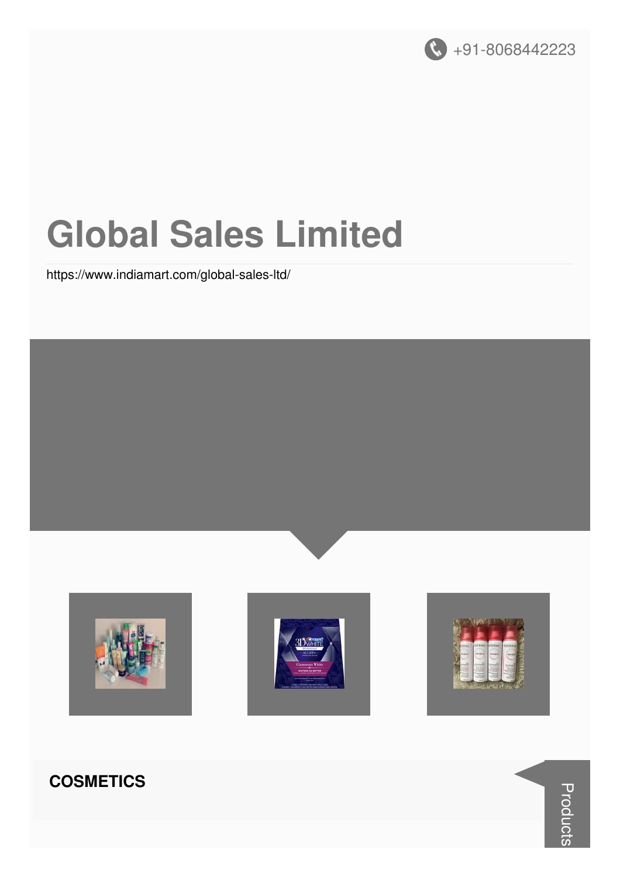+91-8068442223

# Global Sales Limited

https://www.indiamart.com/global-sales-ltd/

## COSMETICS

Products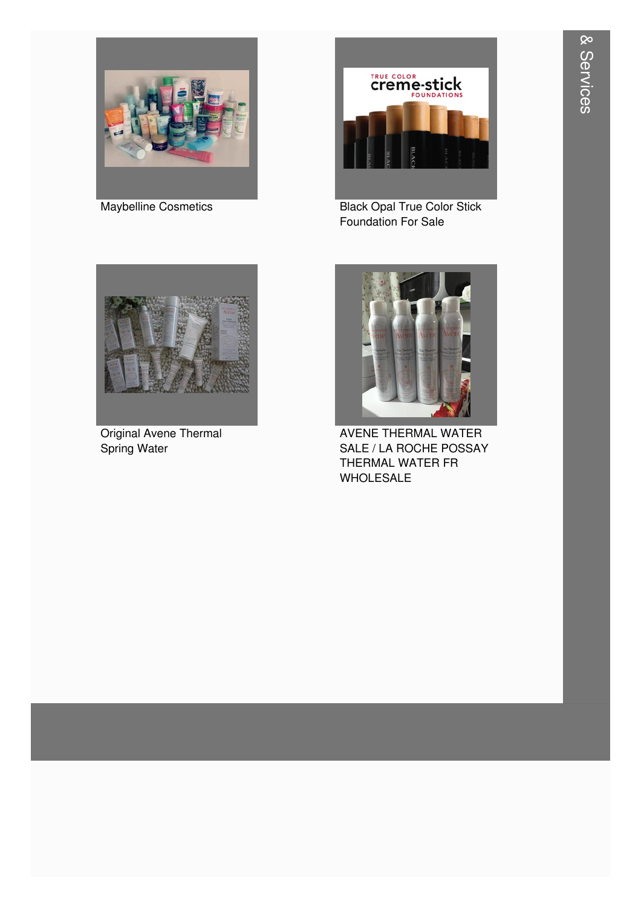Maybelline Cosmetics

Black Opal True Color Stick Foundation For Sale

Original Avene Thermal Spring Water

AVENE THERMAL WATER SALE / LA ROCHE POSSAY THERMAL WATER FR WHOLESALE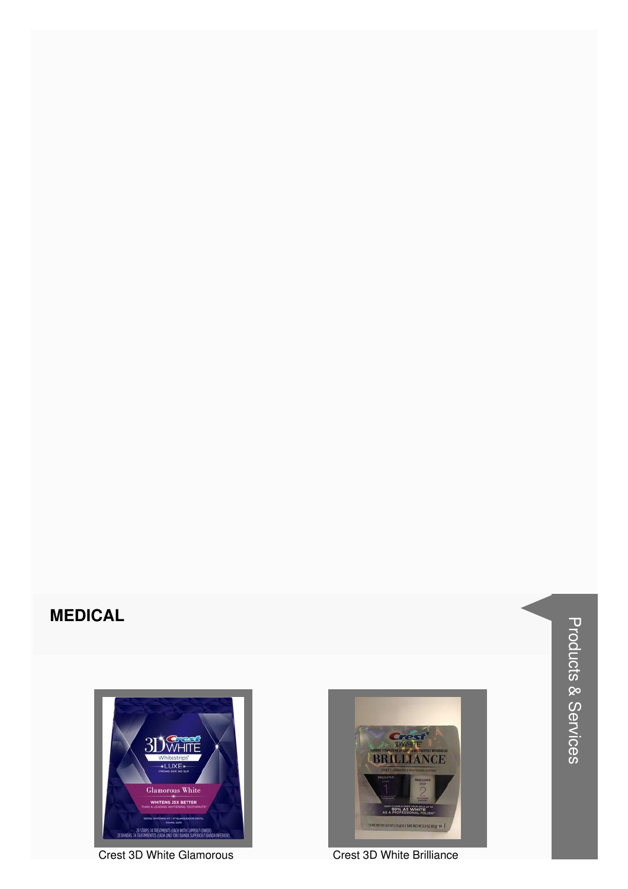## MEDICAL

Crest 3D White Glamorous

Crest 3D White Brilliance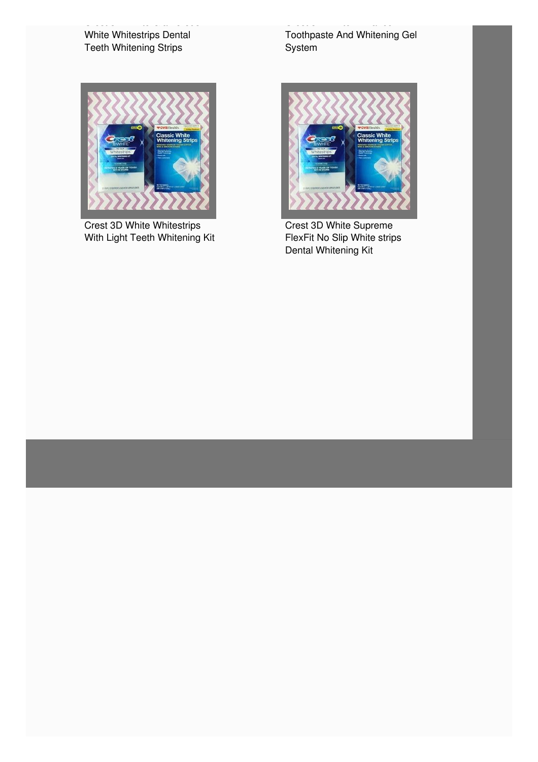White Whitestrips Dental Teeth Whitening Strips

Toothpaste And Whitening Gel System

Crest 3D White Whitestrips With Light Teeth Whitening Kit

Crest 3D White Supreme FlexFit No Slip White strips Dental Whitening Kit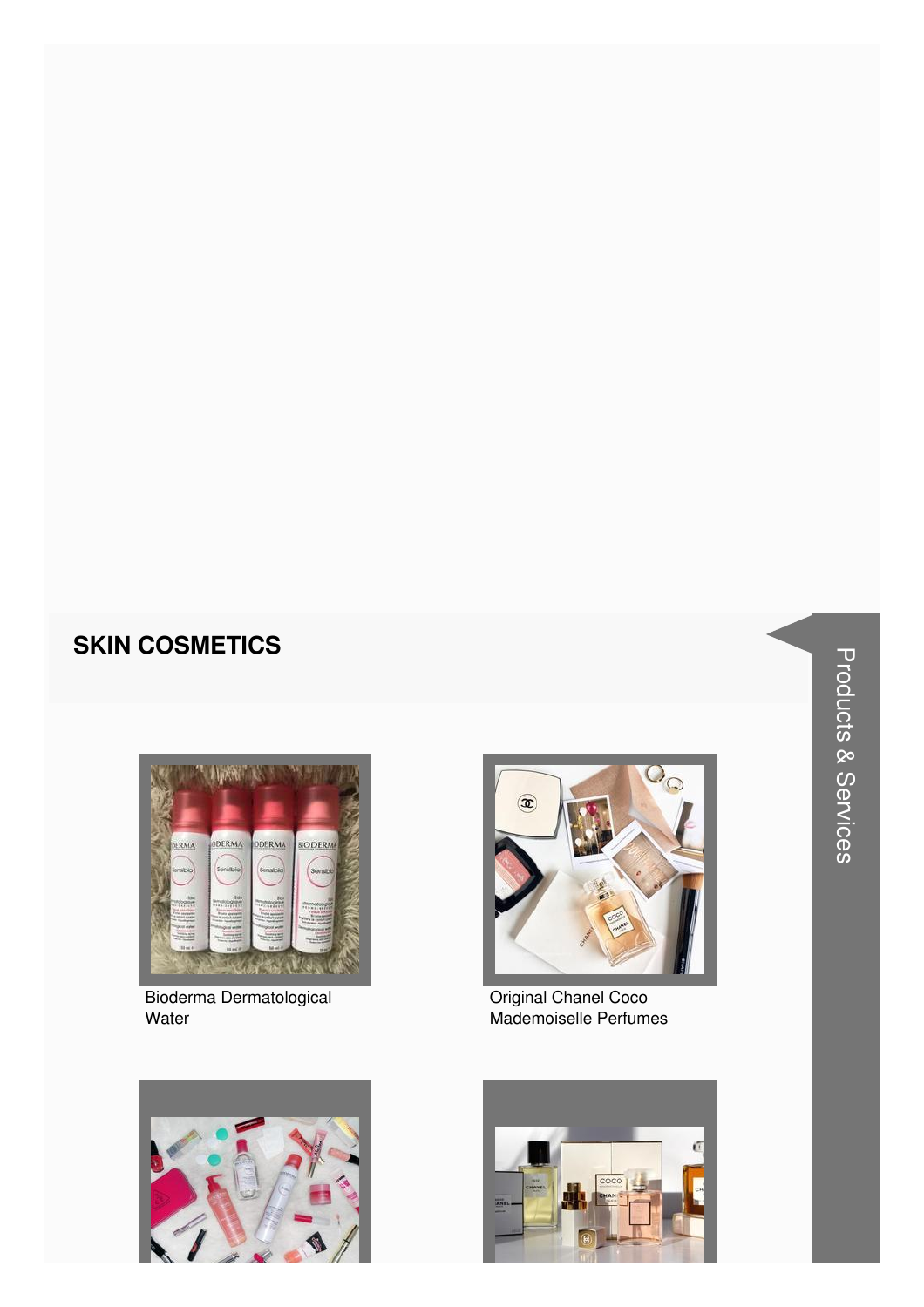## SKIN COSMETICS

Bioderma Dermatological Water

Original Chanel Coco Mademoiselle Perfumes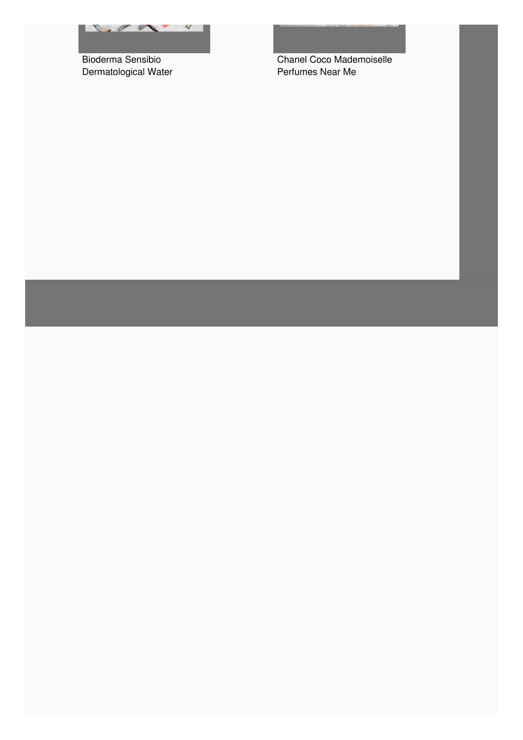Bioderma Sensibio Dermatological Water

Chanel Coco Mademoiselle Perfumes Near Me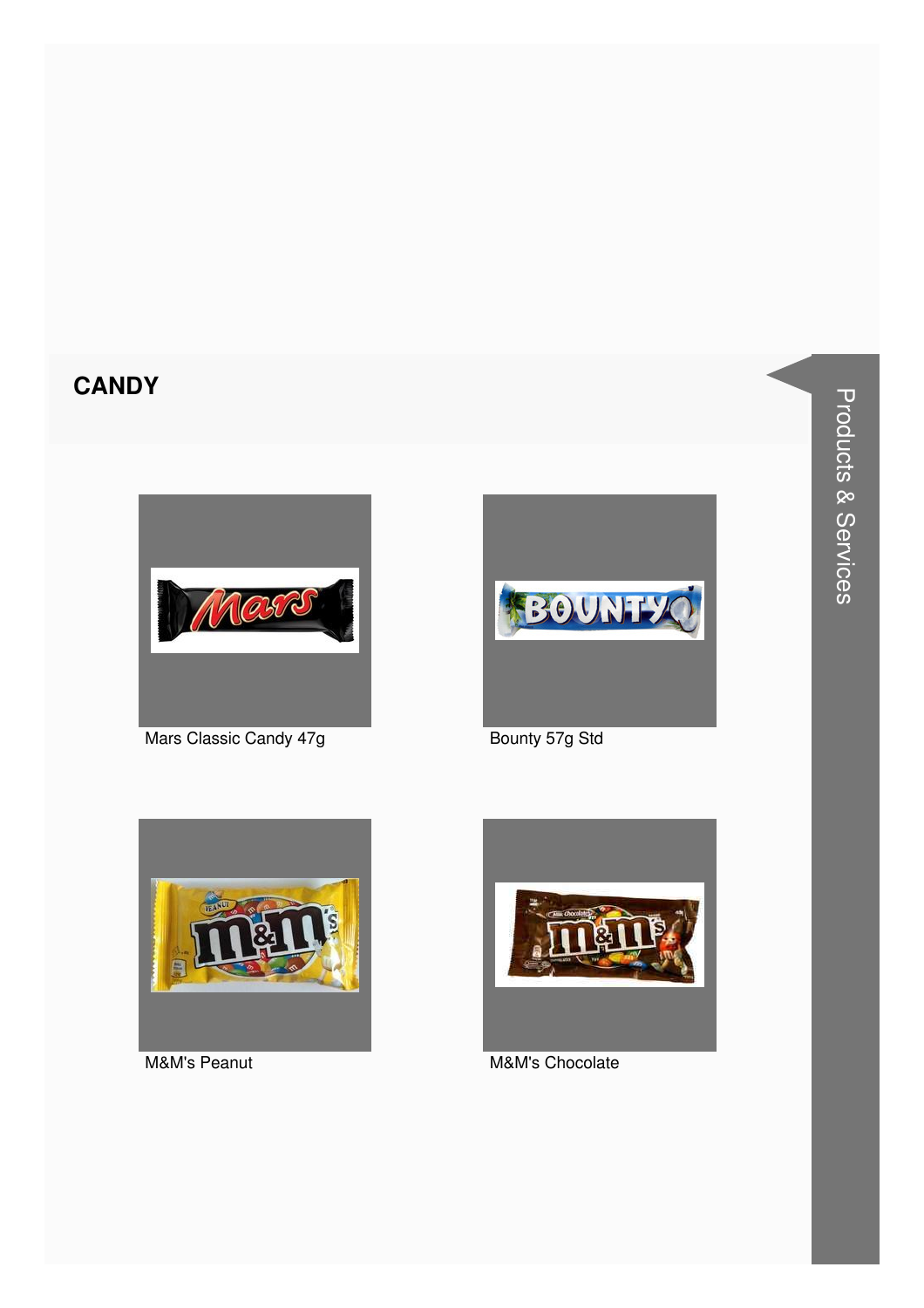# CANDY

Mars Classic Candy 47g

Bounty 57g Std

M&M's Peanut

M&M's Chocolate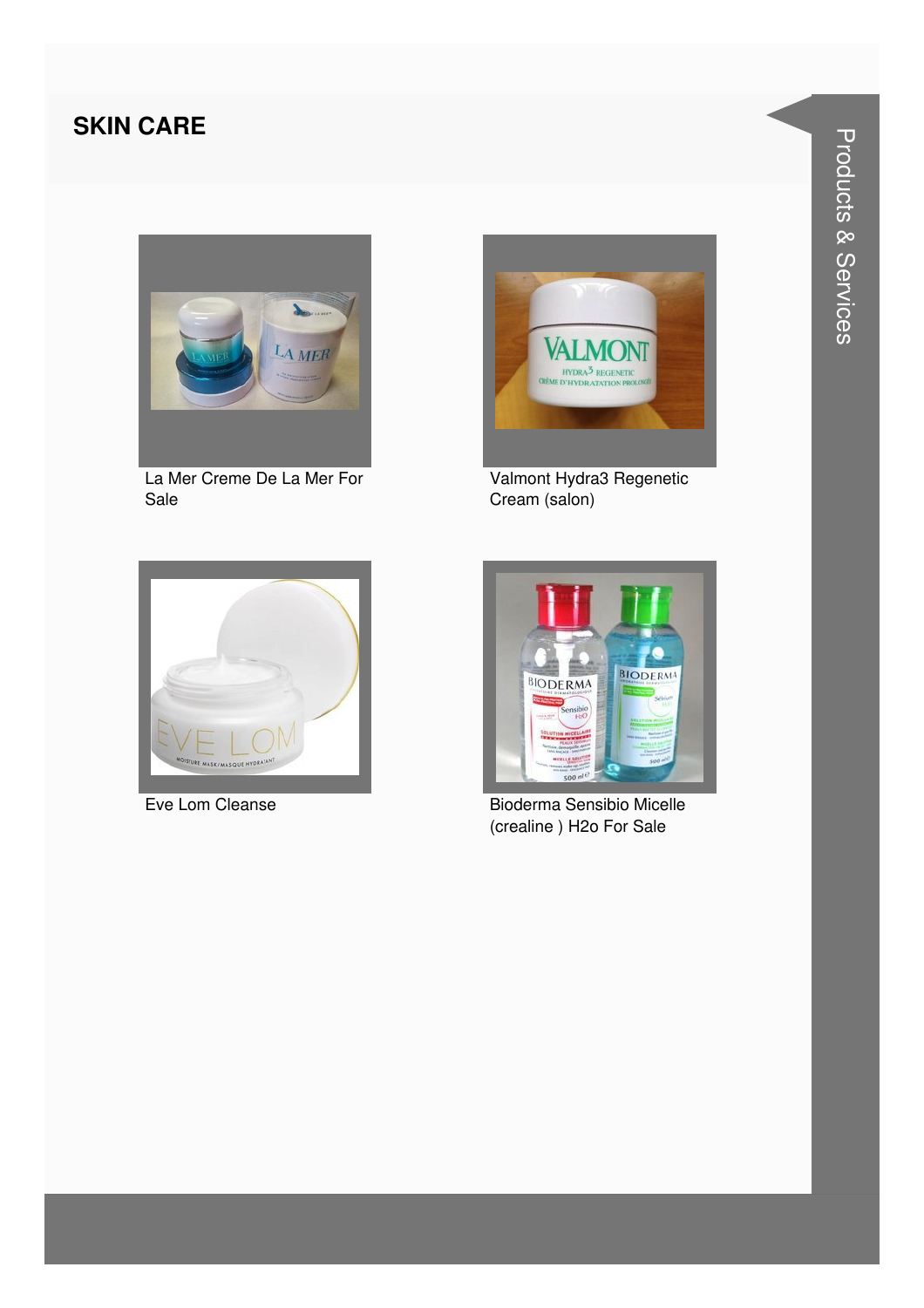## SKIN CARE

La Mer Creme De La Mer For Sale

Valmont Hydra3 Regenetic Cream (salon)

Eve Lom Cleanse

Bioderma Sensibio Micelle (crealine ) H2o For Sale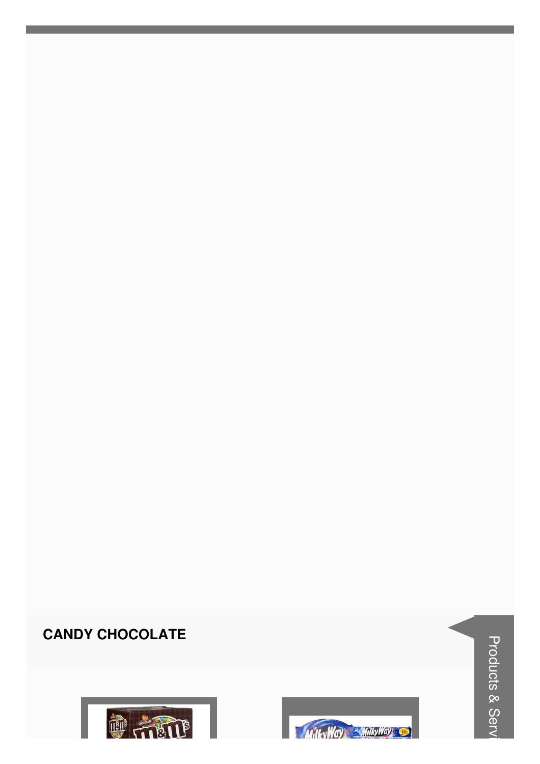## CANDY CHOCOLATE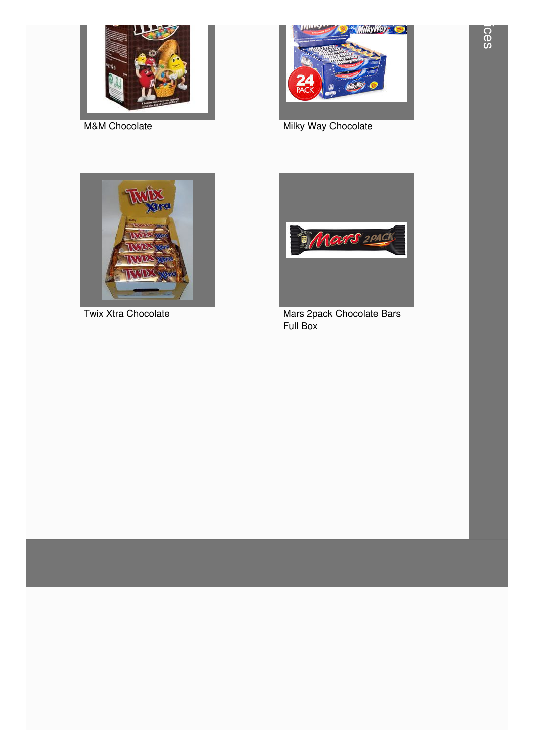M&M Chocolate

Milky Way Chocolate

Twix Xtra Chocolate

Mars 2pack Chocolate Bars Full Box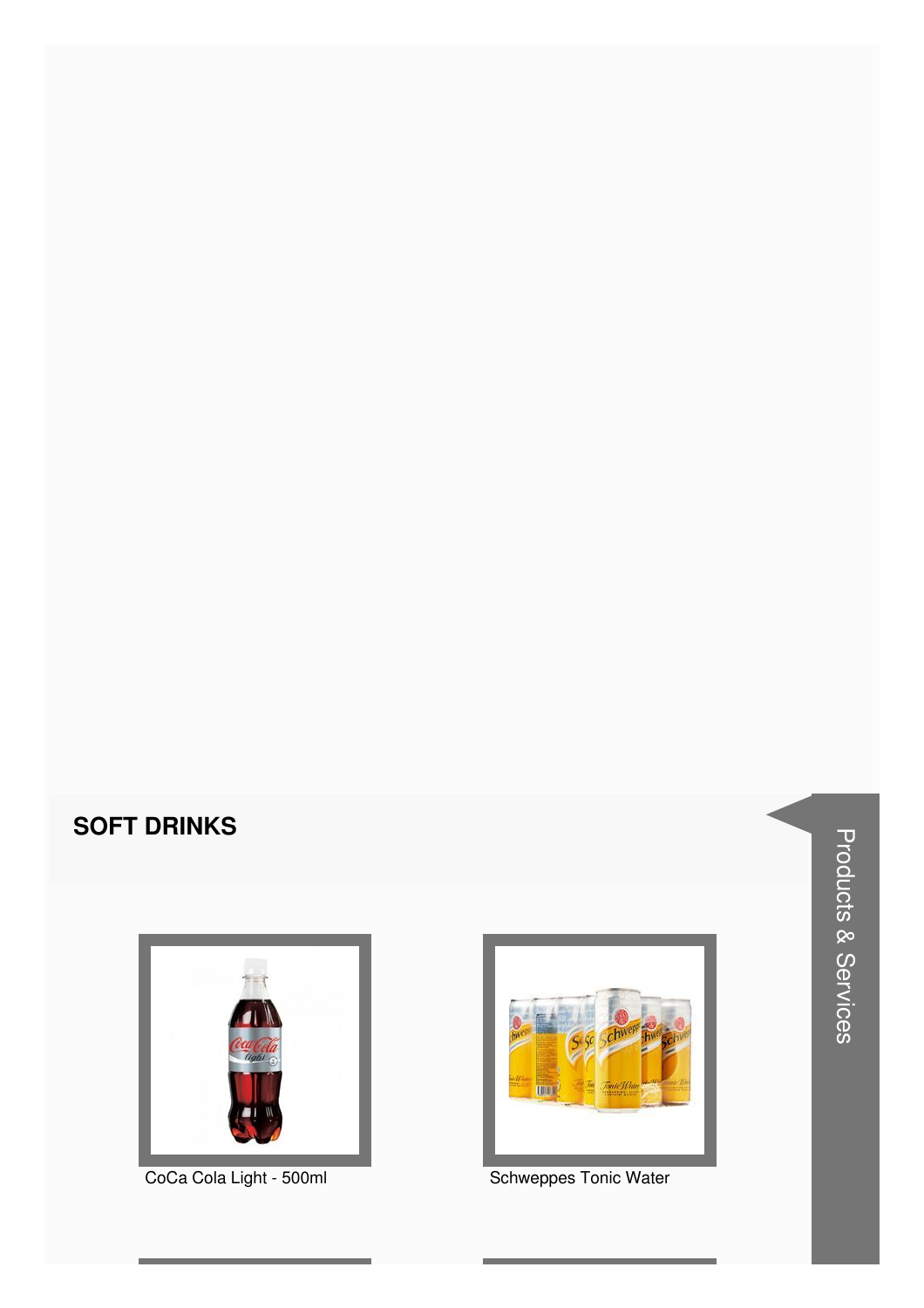## SOFT DRINKS

CoCa Cola Light - 500ml

Schweppes Tonic Water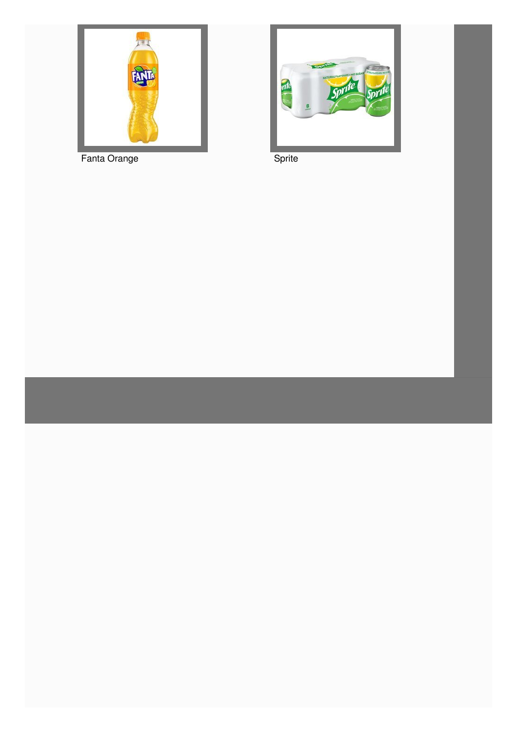Fanta Orange

Sprite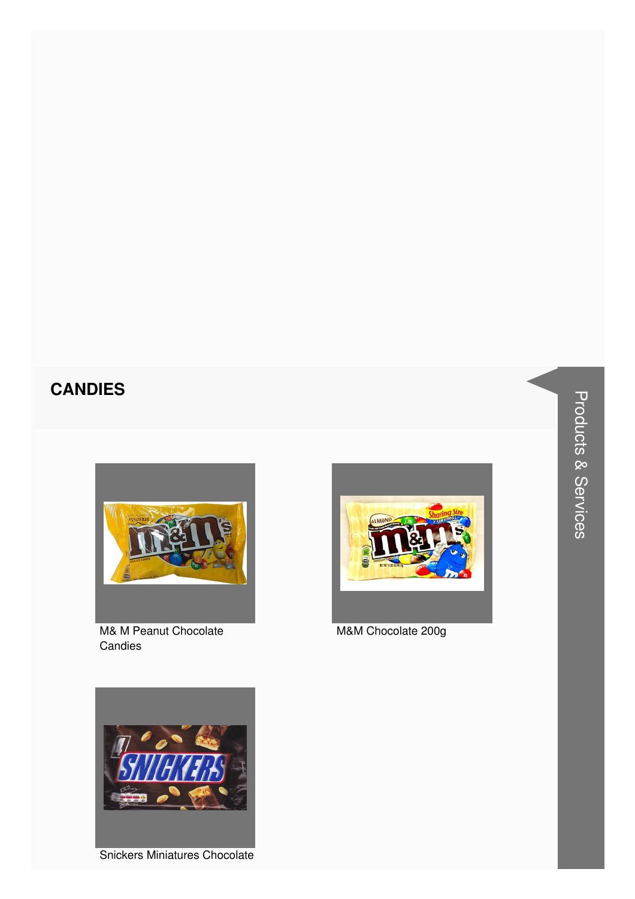## CANDIES

M& M Peanut Chocolate Candies

M&M Chocolate 200g

Snickers Miniatures Chocolate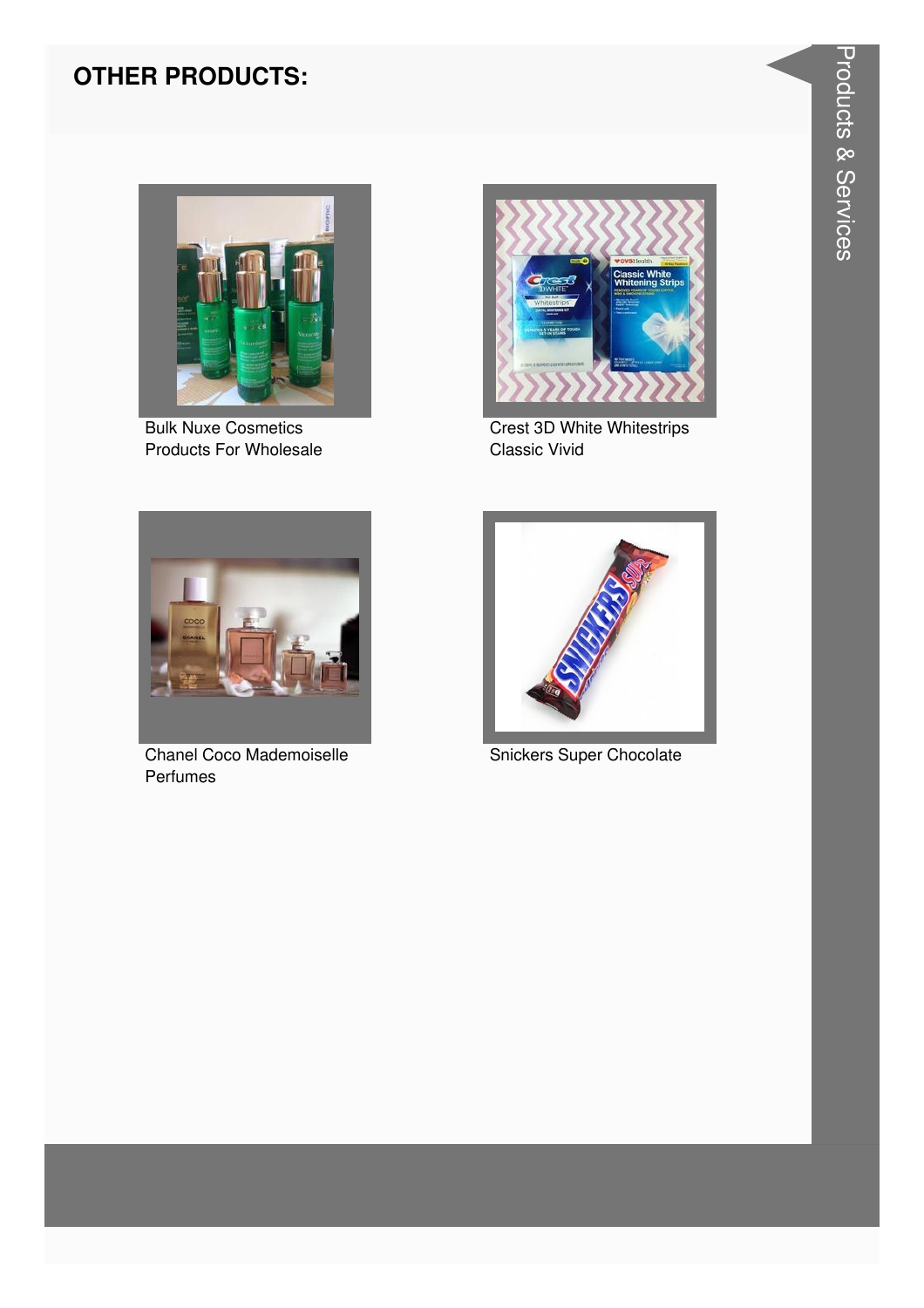## OTHER PRODUCTS:

Bulk Nuxe Cosmetics Products For Wholesale

Crest 3D White Whitestrips Classic Vivid

Chanel Coco Mademoiselle Perfumes

Snickers Super Chocolate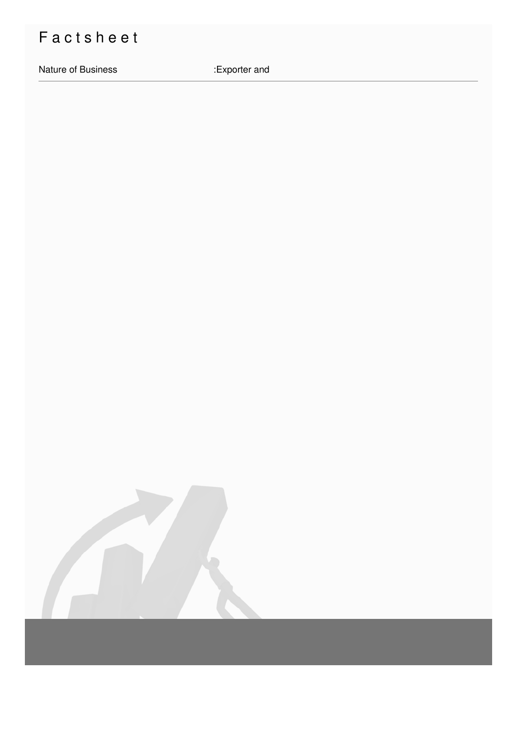# Factsheet

| Nature of Business | :Exporter and |
|---|---|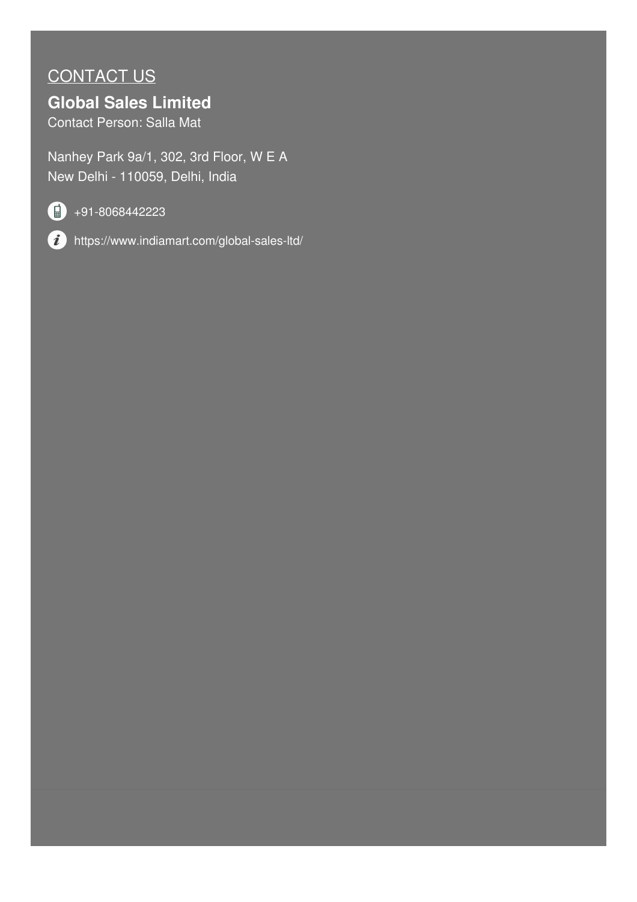## CONTACT US

### Global Sales Limited

Contact Person: Salla Mat

Nanhey Park 9a/1, 302, 3rd Floor, W E A
New Delhi - 110059, Delhi, India

+91-8068442223

https://www.indiamart.com/global-sales-ltd/